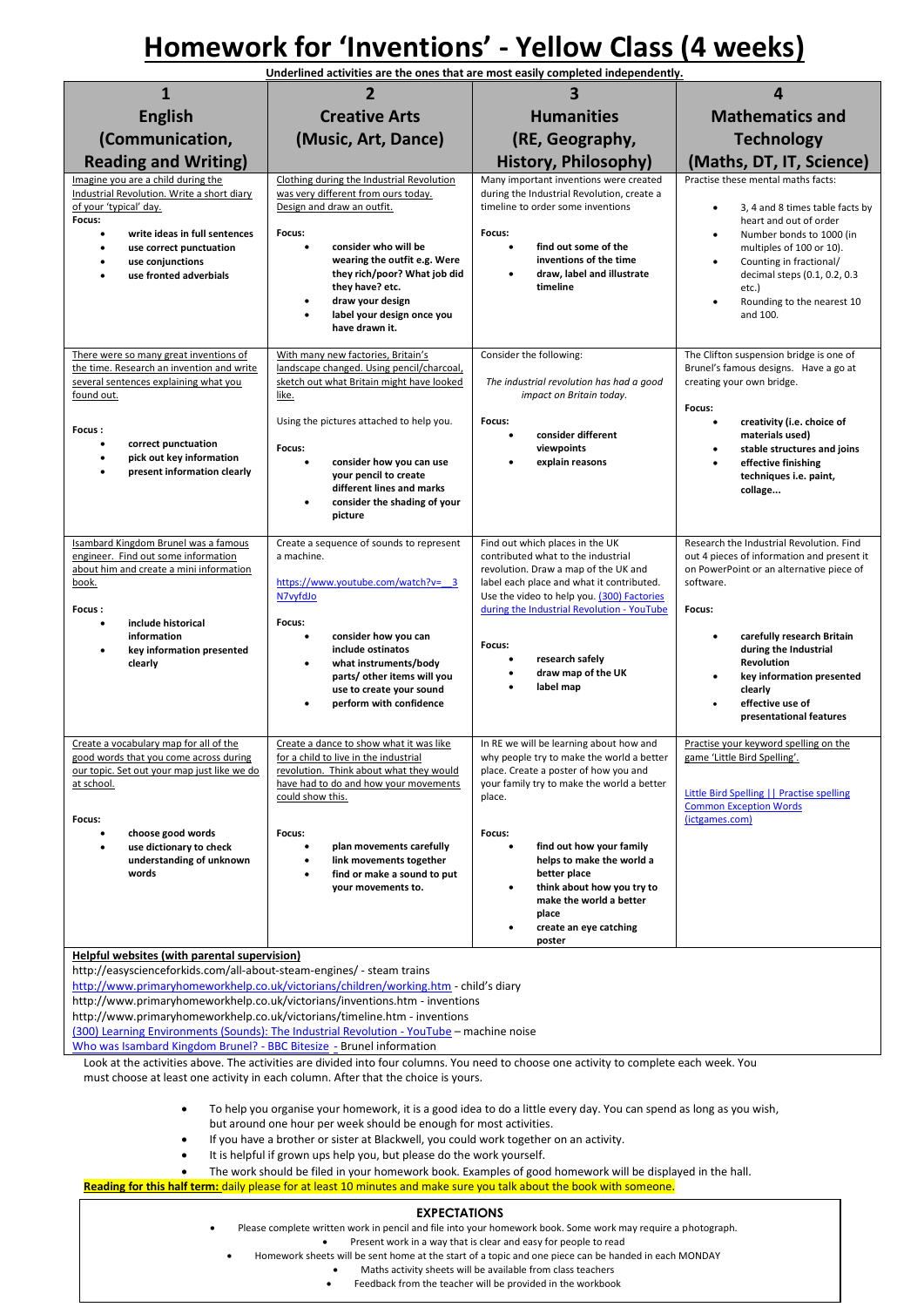# Homework for 'Inventions' - Yellow Class (4 weeks)

Underlined activities are the ones that are most easily completed independently.

| 1 English (Communication, Reading and Writing) | 2 Creative Arts (Music, Art, Dance) | 3 Humanities (RE, Geography, History, Philosophy) | 4 Mathematics and Technology (Maths, DT, IT, Science) |
|---|---|---|---|
| Imagine you are a child during the Industrial Revolution. Write a short diary of your 'typical' day.<br>**Focus:**<br>• **write ideas in full sentences**<br>• **use correct punctuation**<br>• **use conjunctions**<br>• **use fronted adverbials** | Clothing during the Industrial Revolution was very different from ours today. Design and draw an outfit.<br>**Focus:**<br>• **consider who will be wearing the outfit e.g. Were they rich/poor? What job did they have? etc.**<br>• **draw your design**<br>• **label your design once you have drawn it.** | Many important inventions were created during the Industrial Revolution, create a timeline to order some inventions<br>**Focus:**<br>• **find out some of the inventions of the time**<br>• **draw, label and illustrate timeline** | Practise these mental maths facts:<br>• 3, 4 and 8 times table facts by heart and out of order<br>• Number bonds to 1000 (in multiples of 100 or 10).<br>• Counting in fractional/ decimal steps (0.1, 0.2, 0.3 etc.)<br>• Rounding to the nearest 10 and 100. |
| There were so many great inventions of the time. Research an invention and write several sentences explaining what you found out.<br>**Focus :**<br>• **correct punctuation**<br>• **pick out key information**<br>• **present information clearly** | With many new factories, Britain's landscape changed. Using pencil/charcoal, sketch out what Britain might have looked like.<br>Using the pictures attached to help you.<br>**Focus:**<br>• **consider how you can use your pencil to create different lines and marks**<br>• **consider the shading of your picture** | Consider the following:<br>*The industrial revolution has had a good impact on Britain today.*<br>**Focus:**<br>• **consider different viewpoints**<br>• **explain reasons** | The Clifton suspension bridge is one of Brunel's famous designs. Have a go at creating your own bridge.<br>**Focus:**<br>• **creativity (i.e. choice of materials used)**<br>• **stable structures and joins**<br>• **effective finishing techniques i.e. paint, collage...** |
| Isambard Kingdom Brunel was a famous engineer. Find out some information about him and create a mini information book.<br>**Focus :**<br>• **include historical information**<br>• **key information presented clearly** | Create a sequence of sounds to represent a machine.<br>https://www.youtube.com/watch?v=__3N7vyfdJo<br>**Focus:**<br>• **consider how you can include ostinatos**<br>• **what instruments/body parts/ other items will you use to create your sound**<br>• **perform with confidence** | Find out which places in the UK contributed what to the industrial revolution. Draw a map of the UK and label each place and what it contributed. Use the video to help you. (300) Factories during the Industrial Revolution - YouTube<br>**Focus:**<br>• **research safely**<br>• **draw map of the UK**<br>• **label map** | Research the Industrial Revolution. Find out 4 pieces of information and present it on PowerPoint or an alternative piece of software.<br>**Focus:**<br>• **carefully research Britain during the Industrial Revolution**<br>• **key information presented clearly**<br>• **effective use of presentational features** |
| Create a vocabulary map for all of the good words that you come across during our topic. Set out your map just like we do at school.<br>**Focus:**<br>• **choose good words**<br>• **use dictionary to check understanding of unknown words** | Create a dance to show what it was like for a child to live in the industrial revolution. Think about what they would have had to do and how your movements could show this.<br>**Focus:**<br>• **plan movements carefully**<br>• **link movements together**<br>• **find or make a sound to put your movements to.** | In RE we will be learning about how and why people try to make the world a better place. Create a poster of how you and your family try to make the world a better place.<br>**Focus:**<br>• **find out how your family helps to make the world a better place**<br>• **think about how you try to make the world a better place**<br>• **create an eye catching poster** | Practise your keyword spelling on the game 'Little Bird Spelling'.<br>Little Bird Spelling \|\| Practise spelling Common Exception Words (ictgames.com) |

**Helpful websites (with parental supervision)**

http://easyscienceforkids.com/all-about-steam-engines/ - steam trains
http://www.primaryhomeworkhelp.co.uk/victorians/children/working.htm - child's diary
http://www.primaryhomeworkhelp.co.uk/victorians/inventions.htm - inventions
http://www.primaryhomeworkhelp.co.uk/victorians/timeline.htm - inventions
(300) Learning Environments (Sounds): The Industrial Revolution - YouTube – machine noise
Who was Isambard Kingdom Brunel? - BBC Bitesize - Brunel information

Look at the activities above. The activities are divided into four columns. You need to choose one activity to complete each week. You must choose at least one activity in each column. After that the choice is yours.

- To help you organise your homework, it is a good idea to do a little every day. You can spend as long as you wish, but around one hour per week should be enough for most activities.
- If you have a brother or sister at Blackwell, you could work together on an activity.
- It is helpful if grown ups help you, but please do the work yourself.
- The work should be filed in your homework book. Examples of good homework will be displayed in the hall.

**Reading for this half term:** daily please for at least 10 minutes and make sure you talk about the book with someone.

**EXPECTATIONS**

- Please complete written work in pencil and file into your homework book. Some work may require a photograph.
- Present work in a way that is clear and easy for people to read
- Homework sheets will be sent home at the start of a topic and one piece can be handed in each MONDAY
- Maths activity sheets will be available from class teachers
- Feedback from the teacher will be provided in the workbook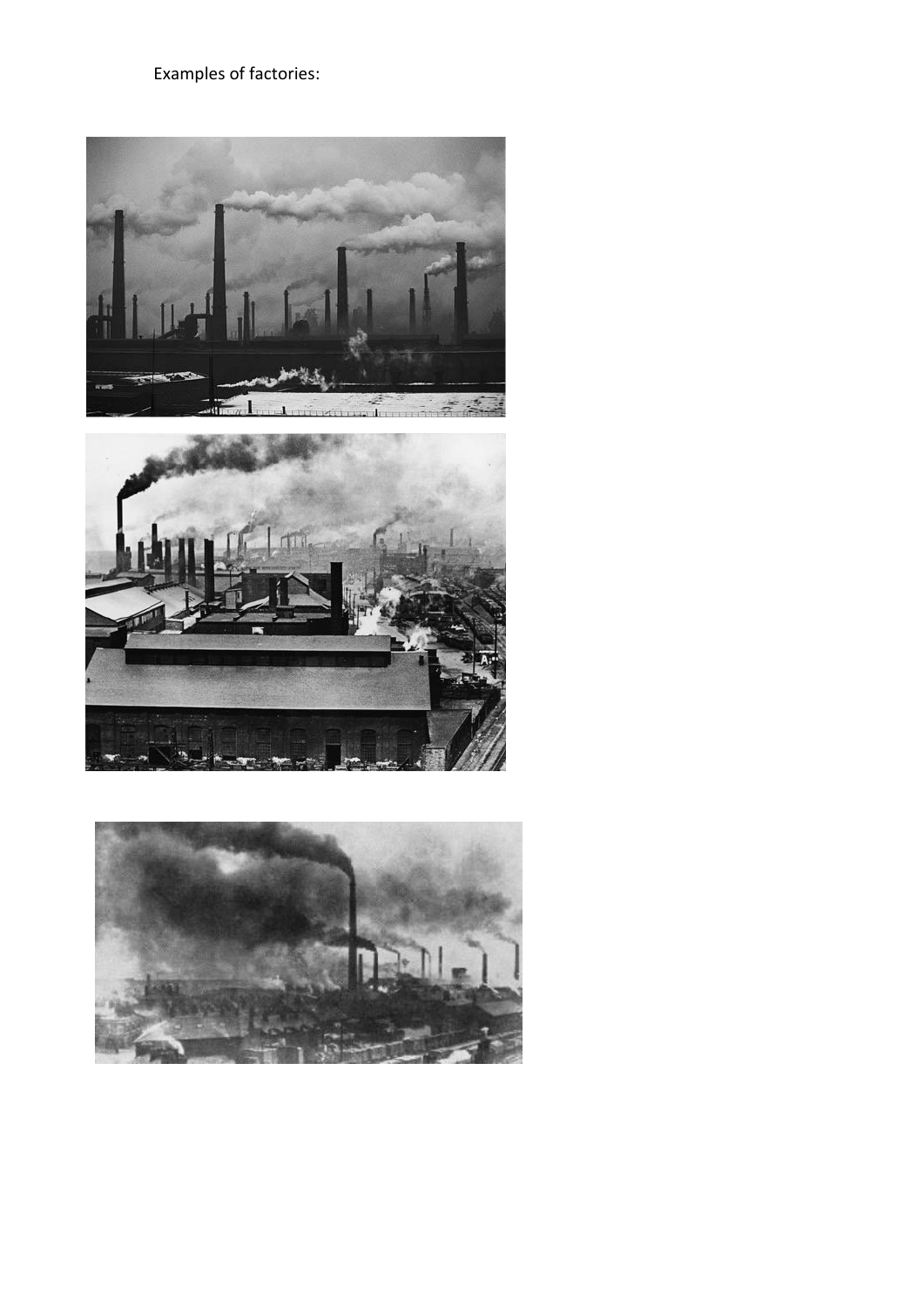Examples of factories: